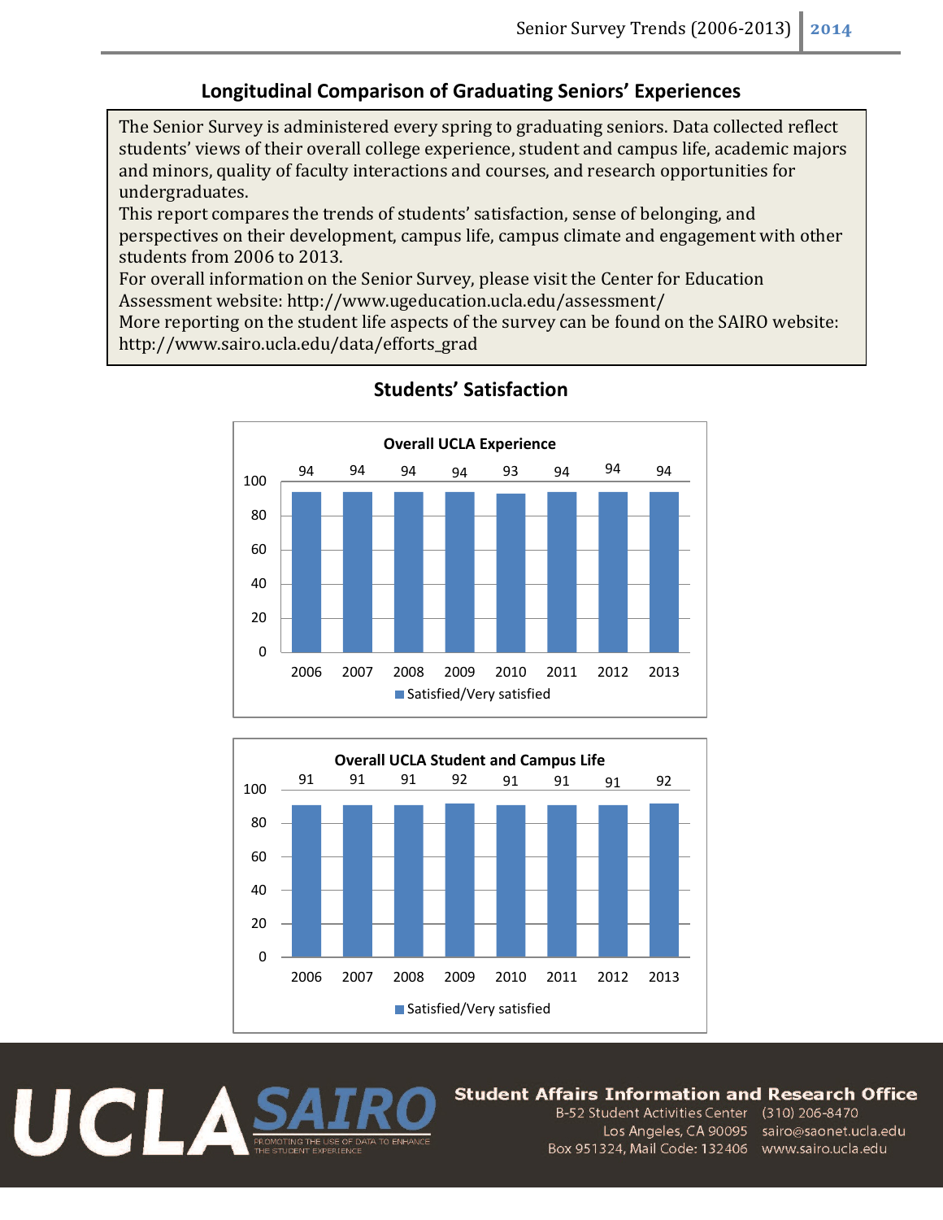## Longitudinal Comparison of Graduating Seniors' Experiences

The Senior Survey is administered every spring to graduating seniors. Data collected reflect students' views of their overall college experience, student and campus life, academic majors and minors, quality of faculty interactions and courses, and research opportunities for undergraduates.
This report compares the trends of students' satisfaction, sense of belonging, and perspectives on their development, campus life, campus climate and engagement with other students from 2006 to 2013.
For overall information on the Senior Survey, please visit the Center for Education Assessment website: http://www.ugeducation.ucla.edu/assessment/
More reporting on the student life aspects of the survey can be found on the SAIRO website: http://www.sairo.ucla.edu/data/efforts_grad

## Students' Satisfaction

**Overall UCLA Experience**

| Year | Satisfied/Very satisfied |
|---|---|
| 2006 | 94 |
| 2007 | 94 |
| 2008 | 94 |
| 2009 | 94 |
| 2010 | 93 |
| 2011 | 94 |
| 2012 | 94 |
| 2013 | 94 |

**Overall UCLA Student and Campus Life**

| Year | Satisfied/Very satisfied |
|---|---|
| 2006 | 91 |
| 2007 | 91 |
| 2008 | 91 |
| 2009 | 92 |
| 2010 | 91 |
| 2011 | 91 |
| 2012 | 91 |
| 2013 | 92 |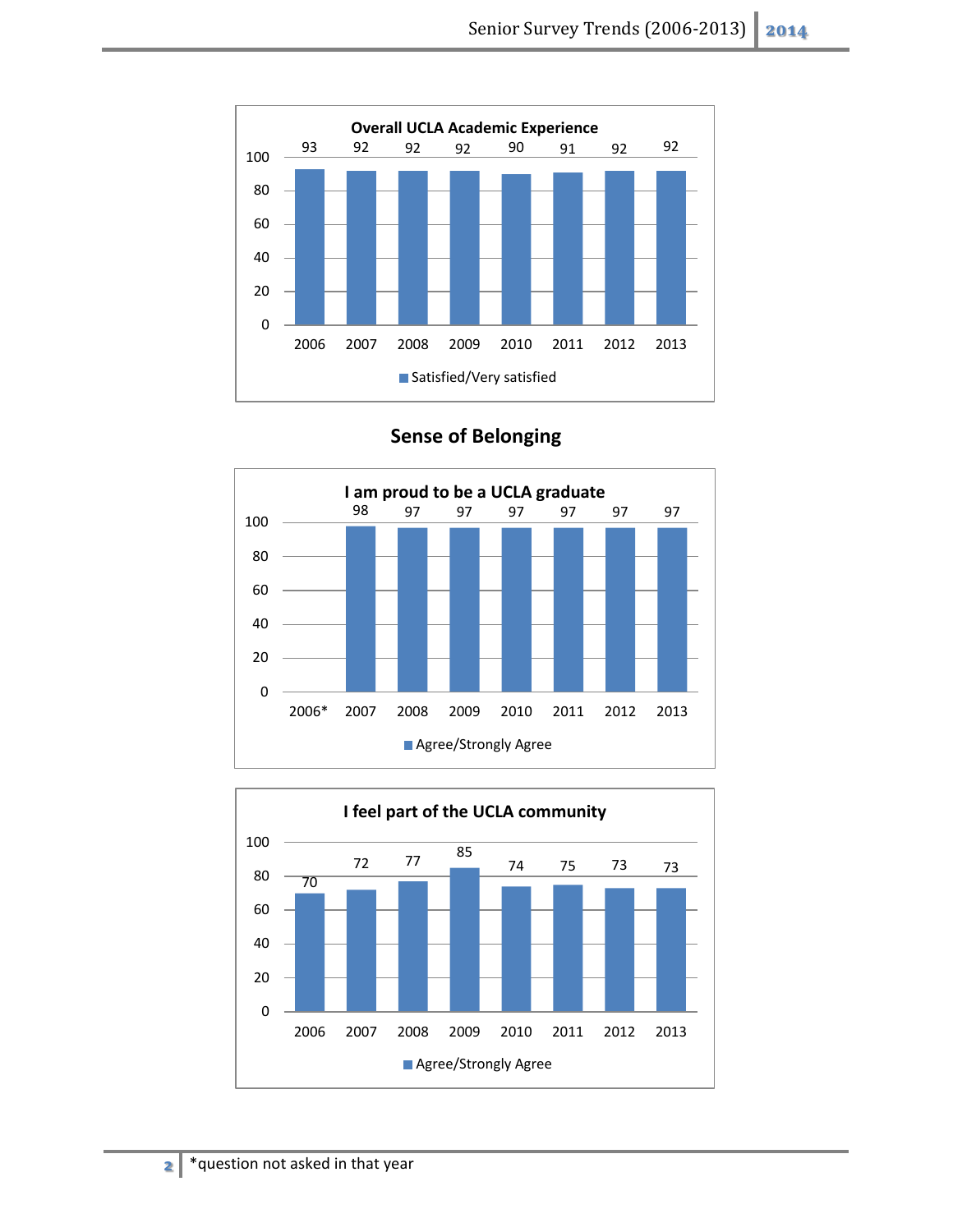**Overall UCLA Academic Experience**

| | 2006 | 2007 | 2008 | 2009 | 2010 | 2011 | 2012 | 2013 |
|---|---|---|---|---|---|---|---|---|
| Satisfied/Very satisfied | 93 | 92 | 92 | 92 | 90 | 91 | 92 | 92 |

## Sense of Belonging

**I am proud to be a UCLA graduate**

| | 2006* | 2007 | 2008 | 2009 | 2010 | 2011 | 2012 | 2013 |
|---|---|---|---|---|---|---|---|---|
| Agree/Strongly Agree | | 98 | 97 | 97 | 97 | 97 | 97 | 97 |

**I feel part of the UCLA community**

| | 2006 | 2007 | 2008 | 2009 | 2010 | 2011 | 2012 | 2013 |
|---|---|---|---|---|---|---|---|---|
| Agree/Strongly Agree | 70 | 72 | 77 | 85 | 74 | 75 | 73 | 73 |

*question not asked in that year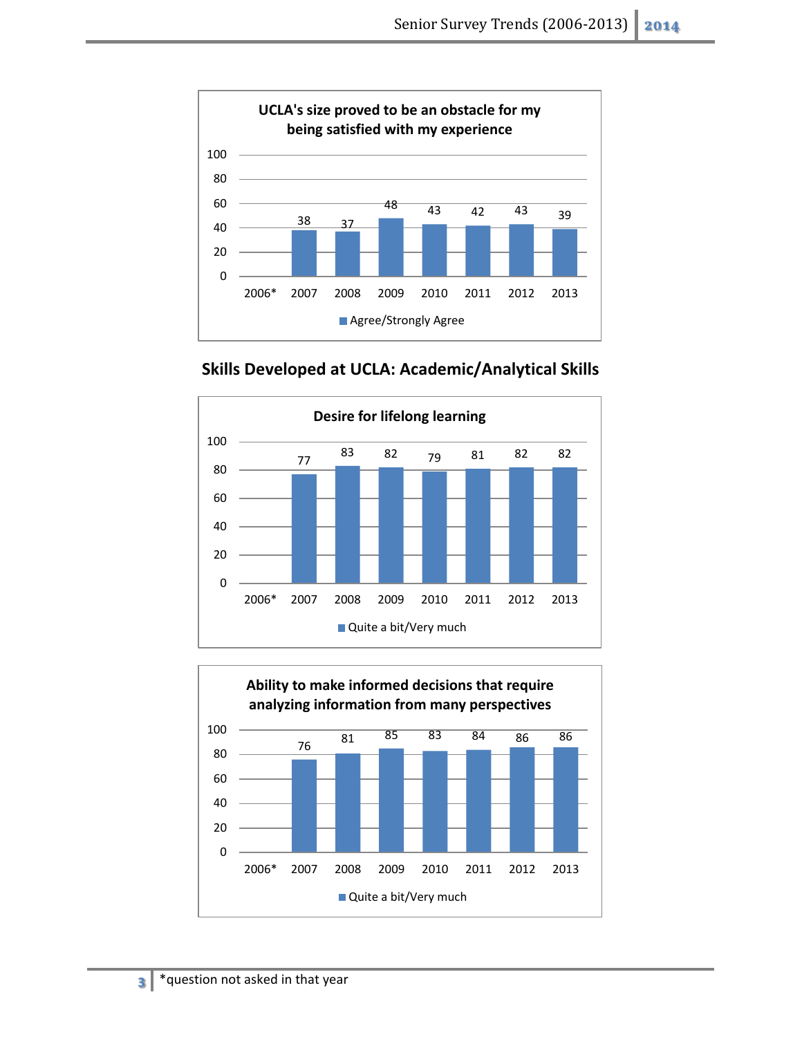**UCLA's size proved to be an obstacle for my being satisfied with my experience**

| Year | Agree/Strongly Agree |
|---|---|
| 2006* | |
| 2007 | 38 |
| 2008 | 37 |
| 2009 | 48 |
| 2010 | 43 |
| 2011 | 42 |
| 2012 | 43 |
| 2013 | 39 |

## Skills Developed at UCLA: Academic/Analytical Skills

**Desire for lifelong learning**

| Year | Quite a bit/Very much |
|---|---|
| 2006* | |
| 2007 | 77 |
| 2008 | 83 |
| 2009 | 82 |
| 2010 | 79 |
| 2011 | 81 |
| 2012 | 82 |
| 2013 | 82 |

**Ability to make informed decisions that require analyzing information from many perspectives**

| Year | Quite a bit/Very much |
|---|---|
| 2006* | |
| 2007 | 76 |
| 2008 | 81 |
| 2009 | 85 |
| 2010 | 83 |
| 2011 | 84 |
| 2012 | 86 |
| 2013 | 86 |

*question not asked in that year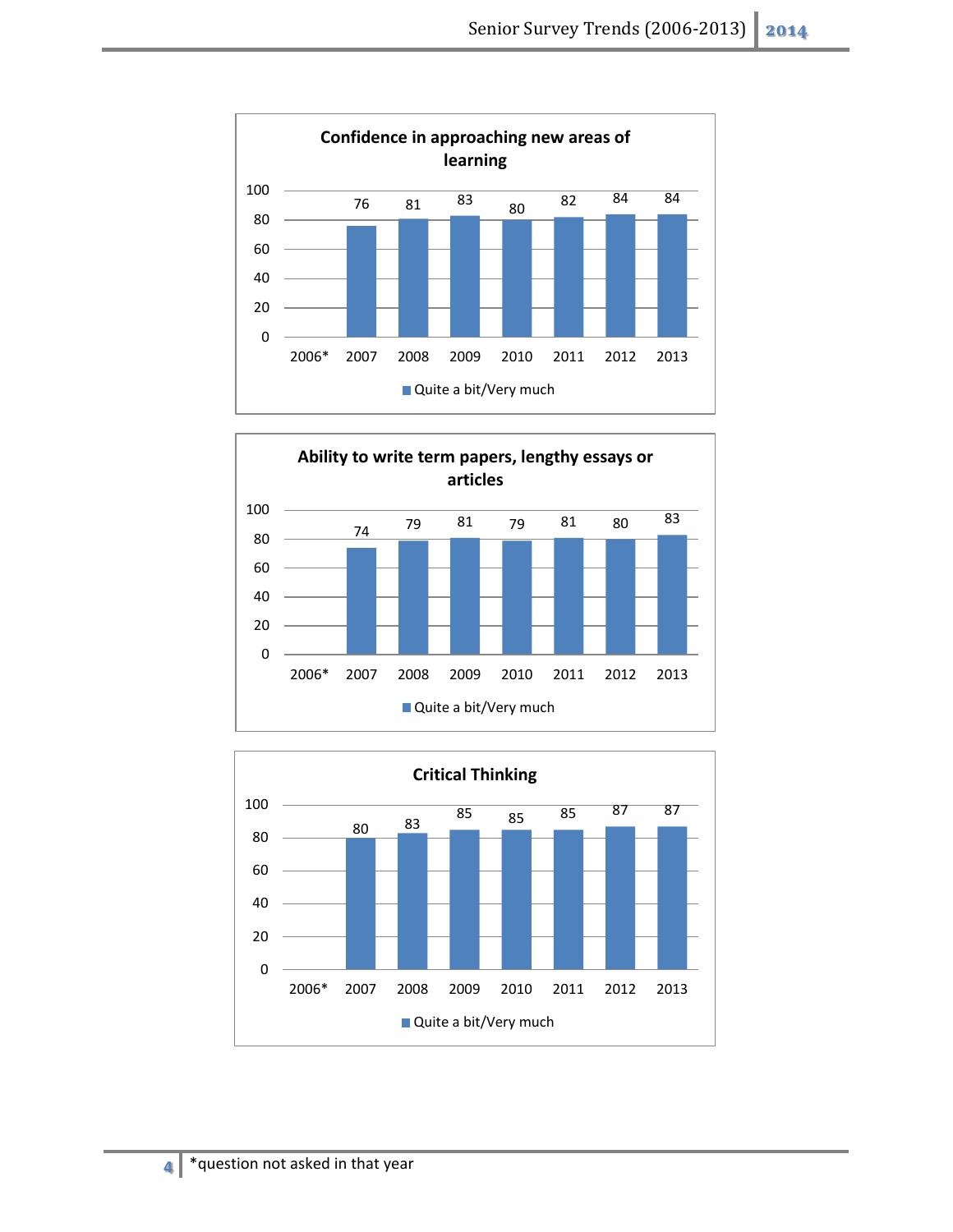### Confidence in approaching new areas of learning

| Year | Quite a bit/Very much |
| --- | --- |
| 2006* | |
| 2007 | 76 |
| 2008 | 81 |
| 2009 | 83 |
| 2010 | 80 |
| 2011 | 82 |
| 2012 | 84 |
| 2013 | 84 |

### Ability to write term papers, lengthy essays or articles

| Year | Quite a bit/Very much |
| --- | --- |
| 2006* | |
| 2007 | 74 |
| 2008 | 79 |
| 2009 | 81 |
| 2010 | 79 |
| 2011 | 81 |
| 2012 | 80 |
| 2013 | 83 |

### Critical Thinking

| Year | Quite a bit/Very much |
| --- | --- |
| 2006* | |
| 2007 | 80 |
| 2008 | 83 |
| 2009 | 85 |
| 2010 | 85 |
| 2011 | 85 |
| 2012 | 87 |
| 2013 | 87 |

*question not asked in that year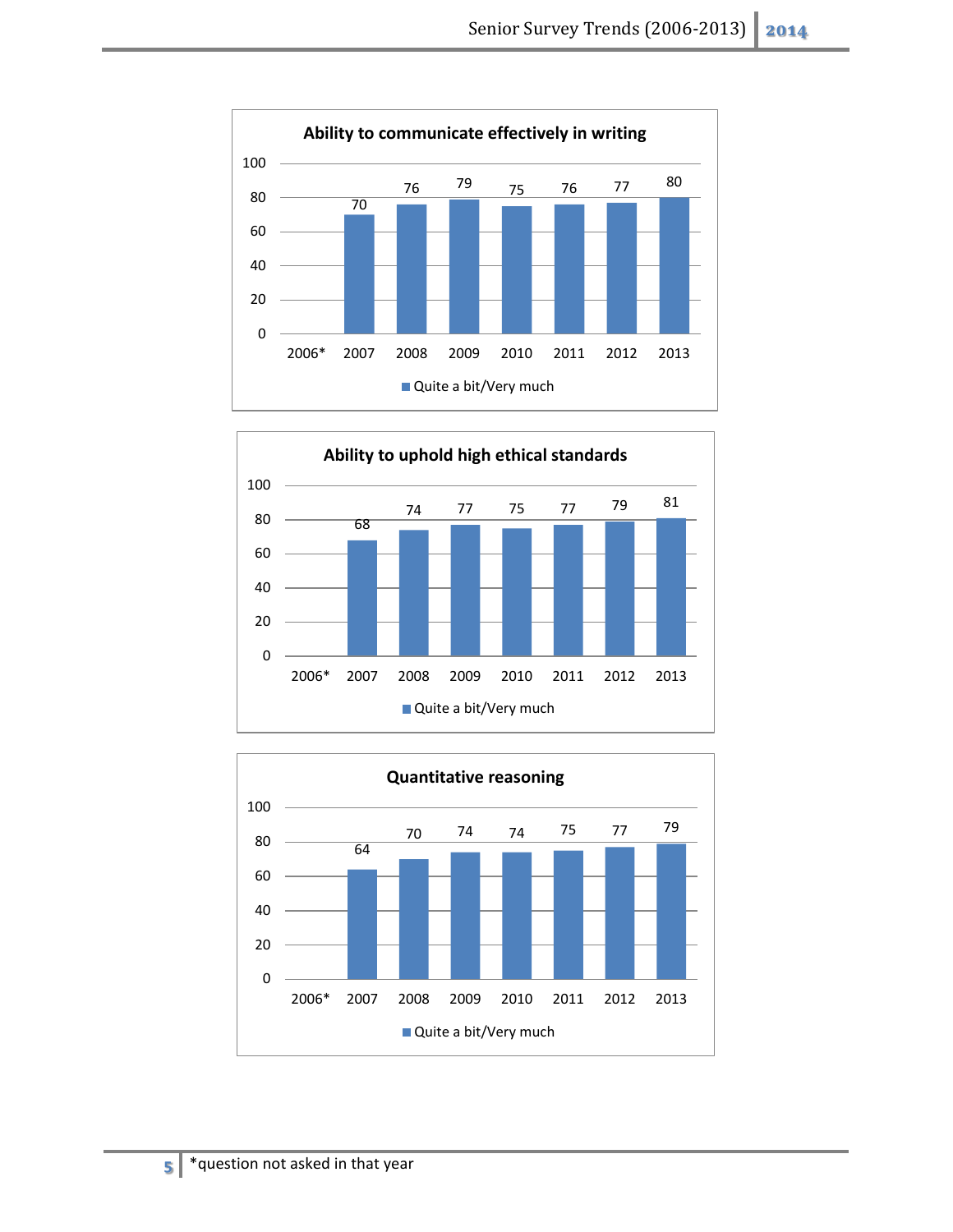### Ability to communicate effectively in writing

| Year | Quite a bit/Very much |
|---|---|
| 2006* | |
| 2007 | 70 |
| 2008 | 76 |
| 2009 | 79 |
| 2010 | 75 |
| 2011 | 76 |
| 2012 | 77 |
| 2013 | 80 |

### Ability to uphold high ethical standards

| Year | Quite a bit/Very much |
|---|---|
| 2006* | |
| 2007 | 68 |
| 2008 | 74 |
| 2009 | 77 |
| 2010 | 75 |
| 2011 | 77 |
| 2012 | 79 |
| 2013 | 81 |

### Quantitative reasoning

| Year | Quite a bit/Very much |
|---|---|
| 2006* | |
| 2007 | 64 |
| 2008 | 70 |
| 2009 | 74 |
| 2010 | 74 |
| 2011 | 75 |
| 2012 | 77 |
| 2013 | 79 |

*question not asked in that year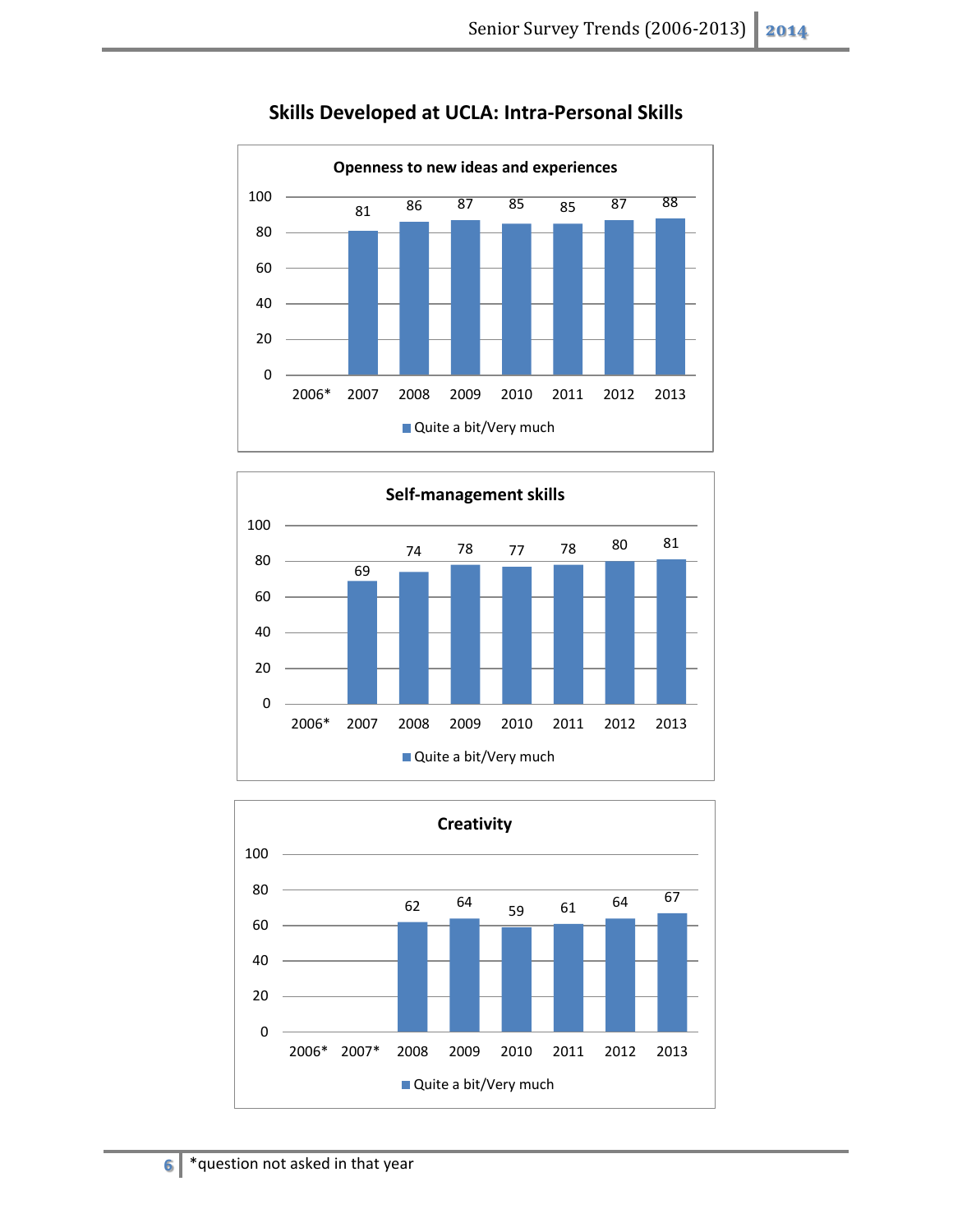## Skills Developed at UCLA: Intra-Personal Skills

**Openness to new ideas and experiences**

| | 2006* | 2007 | 2008 | 2009 | 2010 | 2011 | 2012 | 2013 |
|---|---|---|---|---|---|---|---|---|
| Quite a bit/Very much | | 81 | 86 | 87 | 85 | 85 | 87 | 88 |

**Self-management skills**

| | 2006* | 2007 | 2008 | 2009 | 2010 | 2011 | 2012 | 2013 |
|---|---|---|---|---|---|---|---|---|
| Quite a bit/Very much | | 69 | 74 | 78 | 77 | 78 | 80 | 81 |

**Creativity**

| | 2006* | 2007* | 2008 | 2009 | 2010 | 2011 | 2012 | 2013 |
|---|---|---|---|---|---|---|---|---|
| Quite a bit/Very much | | | 62 | 64 | 59 | 61 | 64 | 67 |

*question not asked in that year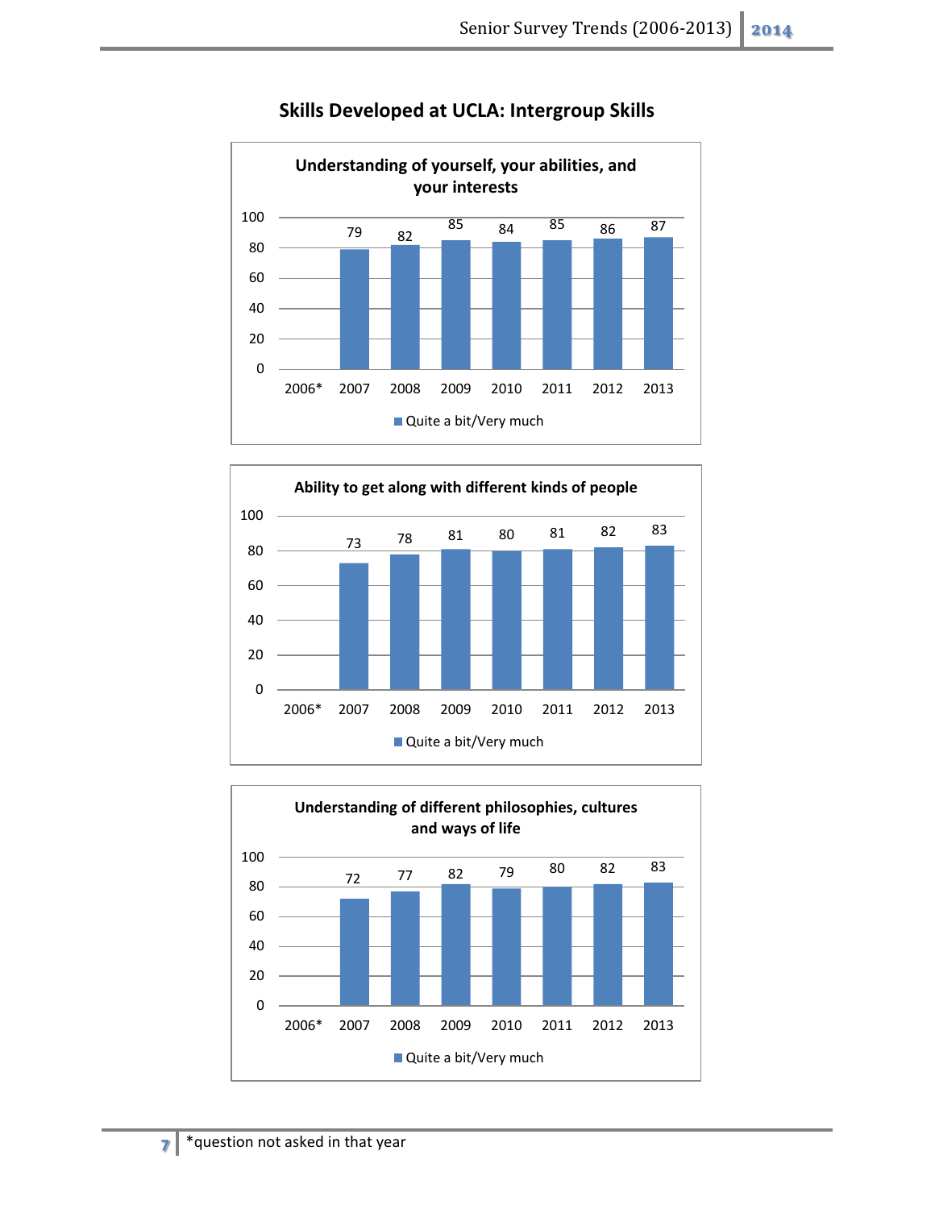## Skills Developed at UCLA: Intergroup Skills

**Understanding of yourself, your abilities, and your interests**

| Year | Quite a bit/Very much |
|---|---|
| 2006* | |
| 2007 | 79 |
| 2008 | 82 |
| 2009 | 85 |
| 2010 | 84 |
| 2011 | 85 |
| 2012 | 86 |
| 2013 | 87 |

**Ability to get along with different kinds of people**

| Year | Quite a bit/Very much |
|---|---|
| 2006* | |
| 2007 | 73 |
| 2008 | 78 |
| 2009 | 81 |
| 2010 | 80 |
| 2011 | 81 |
| 2012 | 82 |
| 2013 | 83 |

**Understanding of different philosophies, cultures and ways of life**

| Year | Quite a bit/Very much |
|---|---|
| 2006* | |
| 2007 | 72 |
| 2008 | 77 |
| 2009 | 82 |
| 2010 | 79 |
| 2011 | 80 |
| 2012 | 82 |
| 2013 | 83 |

*question not asked in that year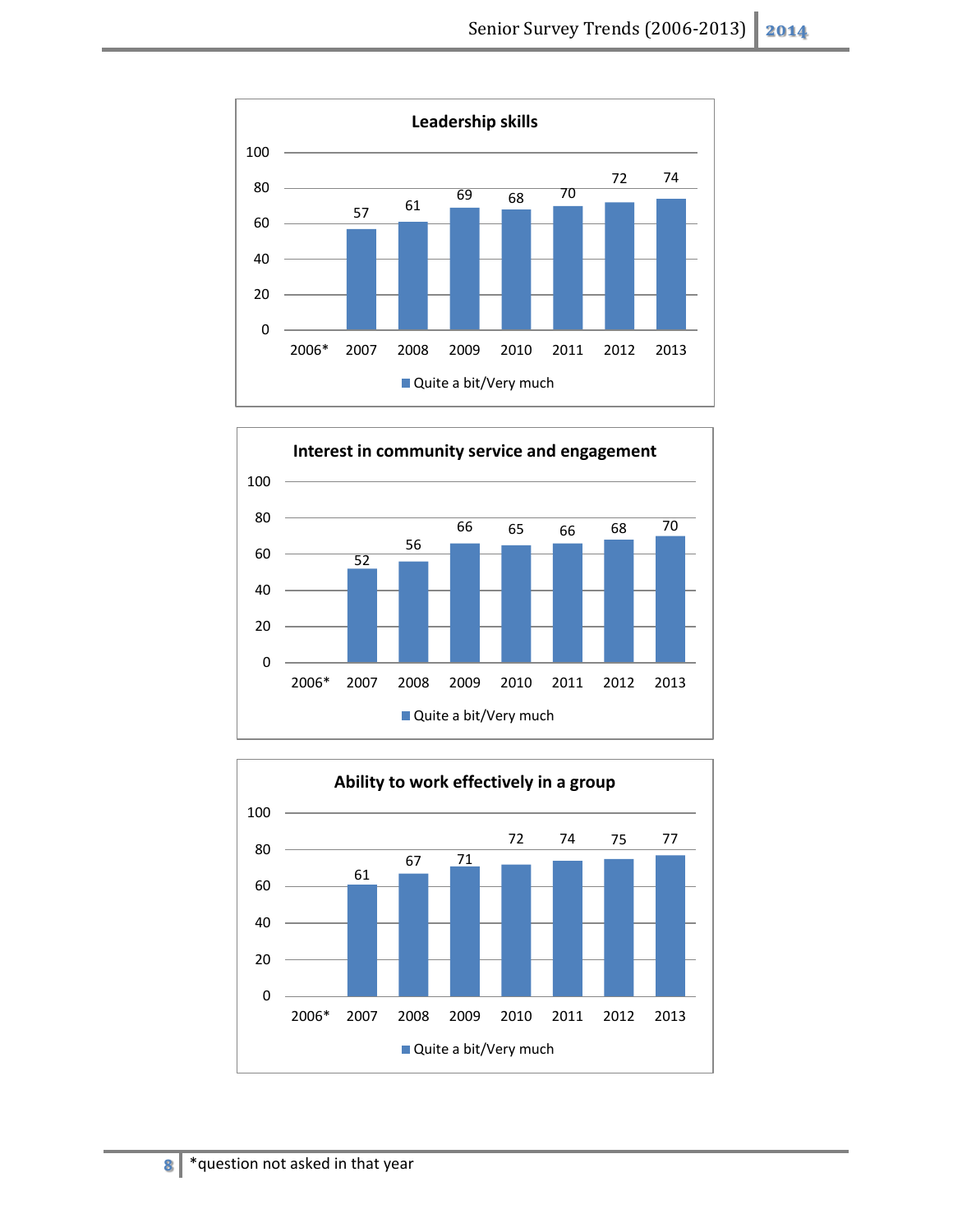**Leadership skills**

| | 2006* | 2007 | 2008 | 2009 | 2010 | 2011 | 2012 | 2013 |
|---|---|---|---|---|---|---|---|---|
| Quite a bit/Very much | | 57 | 61 | 69 | 68 | 70 | 72 | 74 |

**Interest in community service and engagement**

| | 2006* | 2007 | 2008 | 2009 | 2010 | 2011 | 2012 | 2013 |
|---|---|---|---|---|---|---|---|---|
| Quite a bit/Very much | | 52 | 56 | 66 | 65 | 66 | 68 | 70 |

**Ability to work effectively in a group**

| | 2006* | 2007 | 2008 | 2009 | 2010 | 2011 | 2012 | 2013 |
|---|---|---|---|---|---|---|---|---|
| Quite a bit/Very much | | 61 | 67 | 71 | 72 | 74 | 75 | 77 |

*question not asked in that year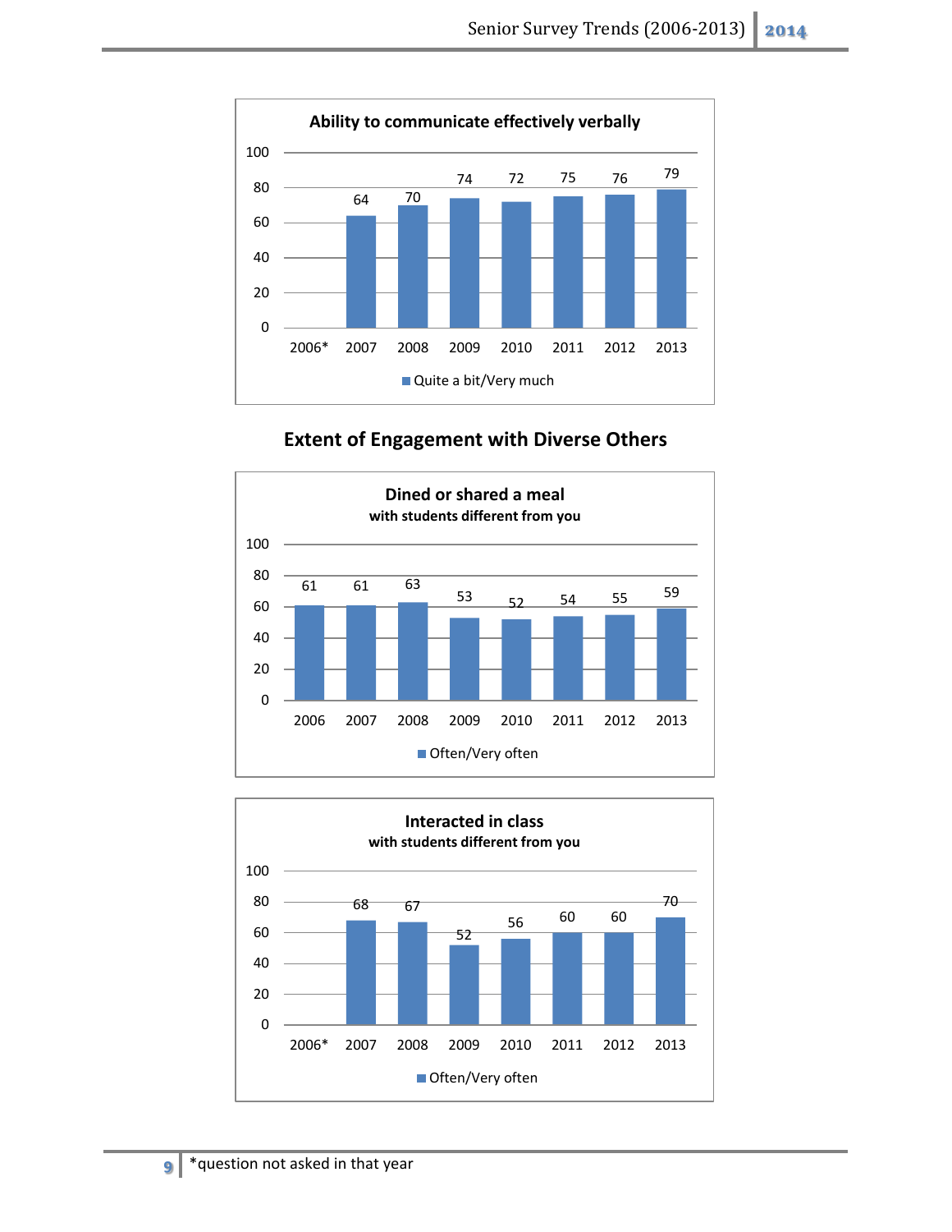**Ability to communicate effectively verbally**

| | 2006* | 2007 | 2008 | 2009 | 2010 | 2011 | 2012 | 2013 |
|---|---|---|---|---|---|---|---|---|
| Quite a bit/Very much | | 64 | 70 | 74 | 72 | 75 | 76 | 79 |

## Extent of Engagement with Diverse Others

**Dined or shared a meal with students different from you**

| | 2006 | 2007 | 2008 | 2009 | 2010 | 2011 | 2012 | 2013 |
|---|---|---|---|---|---|---|---|---|
| Often/Very often | 61 | 61 | 63 | 53 | 52 | 54 | 55 | 59 |

**Interacted in class with students different from you**

| | 2006* | 2007 | 2008 | 2009 | 2010 | 2011 | 2012 | 2013 |
|---|---|---|---|---|---|---|---|---|
| Often/Very often | | 68 | 67 | 52 | 56 | 60 | 60 | 70 |

*question not asked in that year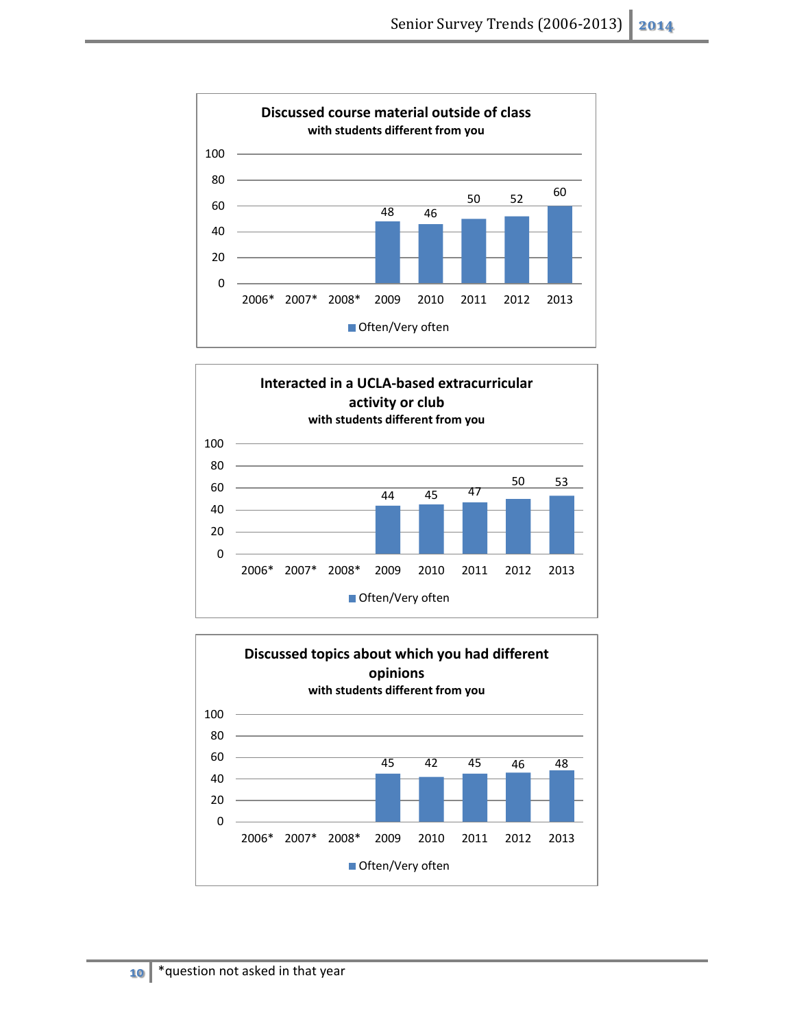**Discussed course material outside of class**
**with students different from you**

| | 2006* | 2007* | 2008* | 2009 | 2010 | 2011 | 2012 | 2013 |
|---|---|---|---|---|---|---|---|---|
| Often/Very often | | | | 48 | 46 | 50 | 52 | 60 |

**Interacted in a UCLA-based extracurricular activity or club**
**with students different from you**

| | 2006* | 2007* | 2008* | 2009 | 2010 | 2011 | 2012 | 2013 |
|---|---|---|---|---|---|---|---|---|
| Often/Very often | | | | 44 | 45 | 47 | 50 | 53 |

**Discussed topics about which you had different opinions**
**with students different from you**

| | 2006* | 2007* | 2008* | 2009 | 2010 | 2011 | 2012 | 2013 |
|---|---|---|---|---|---|---|---|---|
| Often/Very often | | | | 45 | 42 | 45 | 46 | 48 |

*question not asked in that year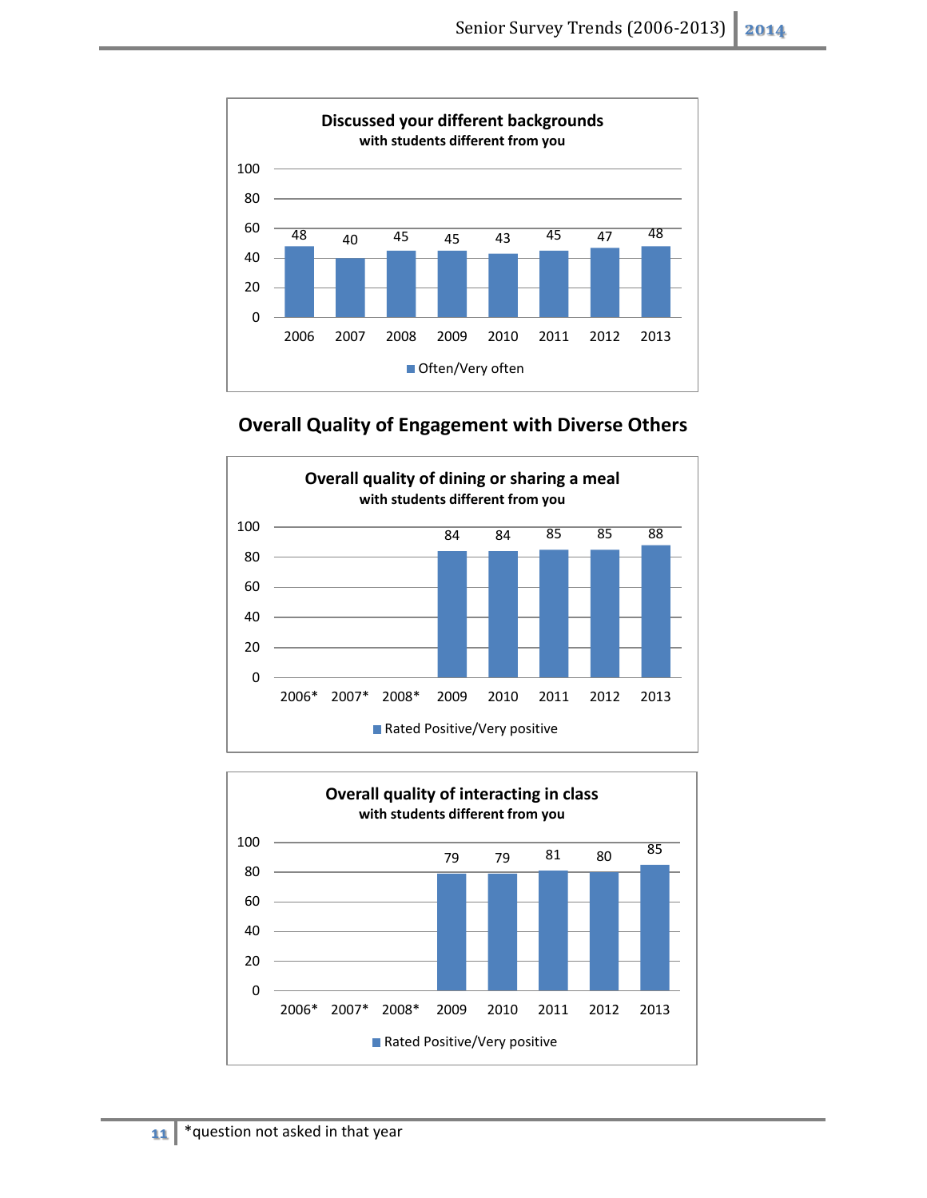**Discussed your different backgrounds**
**with students different from you**

| Year | Often/Very often |
|---|---|
| 2006 | 48 |
| 2007 | 40 |
| 2008 | 45 |
| 2009 | 45 |
| 2010 | 43 |
| 2011 | 45 |
| 2012 | 47 |
| 2013 | 48 |

## Overall Quality of Engagement with Diverse Others

**Overall quality of dining or sharing a meal**
**with students different from you**

| Year | Rated Positive/Very positive |
|---|---|
| 2006* | |
| 2007* | |
| 2008* | |
| 2009 | 84 |
| 2010 | 84 |
| 2011 | 85 |
| 2012 | 85 |
| 2013 | 88 |

**Overall quality of interacting in class**
**with students different from you**

| Year | Rated Positive/Very positive |
|---|---|
| 2006* | |
| 2007* | |
| 2008* | |
| 2009 | 79 |
| 2010 | 79 |
| 2011 | 81 |
| 2012 | 80 |
| 2013 | 85 |

*question not asked in that year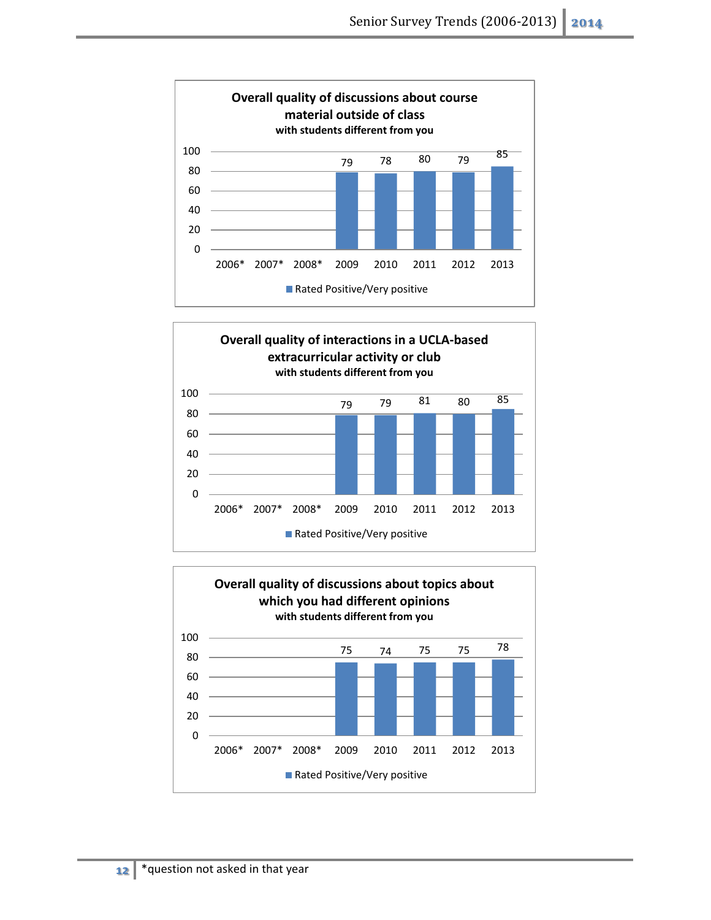**Overall quality of discussions about course material outside of class**
**with students different from you**

| | 2006* | 2007* | 2008* | 2009 | 2010 | 2011 | 2012 | 2013 |
|---|---|---|---|---|---|---|---|---|
| Rated Positive/Very positive | | | | 79 | 78 | 80 | 79 | 85 |

**Overall quality of interactions in a UCLA-based extracurricular activity or club**
**with students different from you**

| | 2006* | 2007* | 2008* | 2009 | 2010 | 2011 | 2012 | 2013 |
|---|---|---|---|---|---|---|---|---|
| Rated Positive/Very positive | | | | 79 | 79 | 81 | 80 | 85 |

**Overall quality of discussions about topics about which you had different opinions**
**with students different from you**

| | 2006* | 2007* | 2008* | 2009 | 2010 | 2011 | 2012 | 2013 |
|---|---|---|---|---|---|---|---|---|
| Rated Positive/Very positive | | | | 75 | 74 | 75 | 75 | 78 |

*question not asked in that year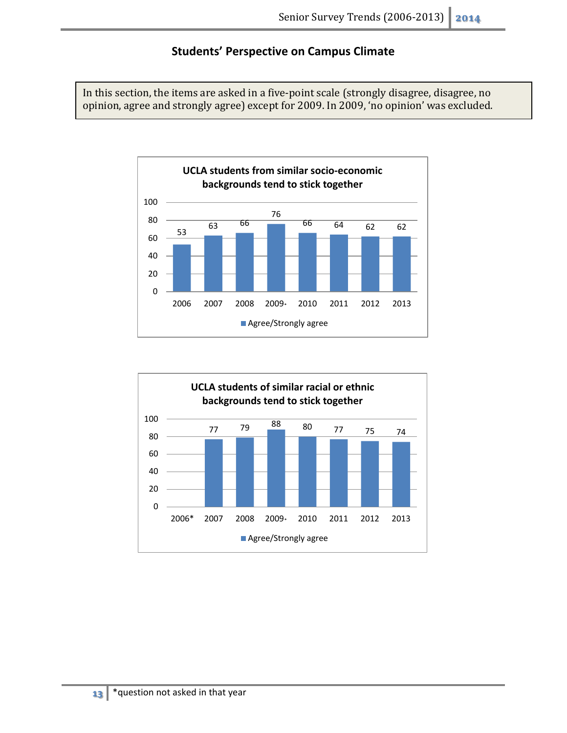## Students' Perspective on Campus Climate

In this section, the items are asked in a five-point scale (strongly disagree, disagree, no opinion, agree and strongly agree) except for 2009. In 2009, 'no opinion' was excluded.

**UCLA students from similar socio-economic backgrounds tend to stick together**

| Year | Agree/Strongly agree |
|---|---|
| 2006 | 53 |
| 2007 | 63 |
| 2008 | 66 |
| 2009+ | 76 |
| 2010 | 66 |
| 2011 | 64 |
| 2012 | 62 |
| 2013 | 62 |

**UCLA students of similar racial or ethnic backgrounds tend to stick together**

| Year | Agree/Strongly agree |
|---|---|
| 2006* | |
| 2007 | 77 |
| 2008 | 79 |
| 2009+ | 88 |
| 2010 | 80 |
| 2011 | 77 |
| 2012 | 75 |
| 2013 | 74 |

*question not asked in that year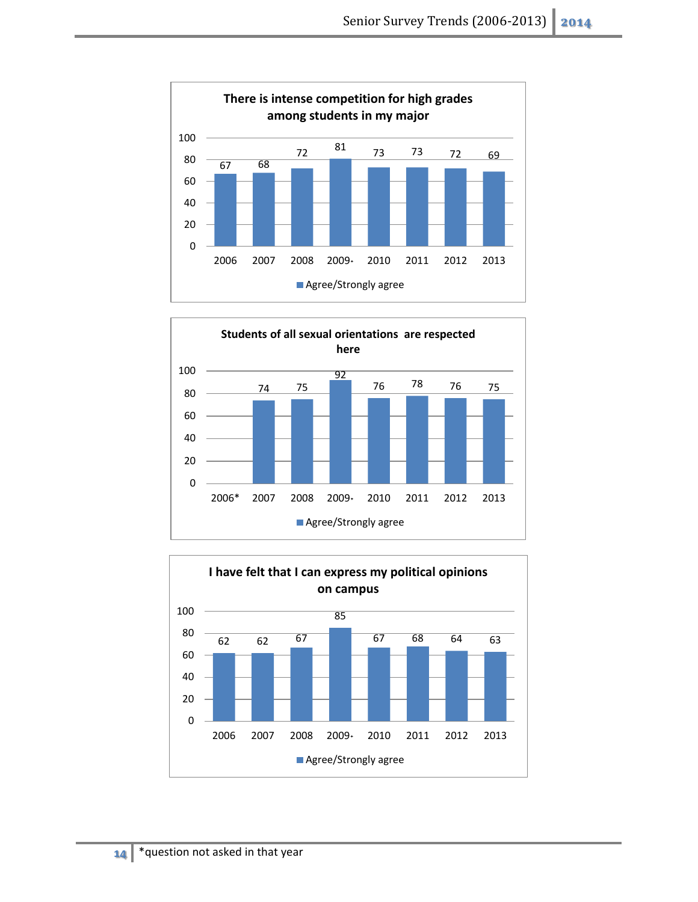### There is intense competition for high grades among students in my major

| Year | Agree/Strongly agree |
|---|---|
| 2006 | 67 |
| 2007 | 68 |
| 2008 | 72 |
| 2009+ | 81 |
| 2010 | 73 |
| 2011 | 73 |
| 2012 | 72 |
| 2013 | 69 |

### Students of all sexual orientations are respected here

| Year | Agree/Strongly agree |
|---|---|
| 2006* | |
| 2007 | 74 |
| 2008 | 75 |
| 2009+ | 92 |
| 2010 | 76 |
| 2011 | 78 |
| 2012 | 76 |
| 2013 | 75 |

### I have felt that I can express my political opinions on campus

| Year | Agree/Strongly agree |
|---|---|
| 2006 | 62 |
| 2007 | 62 |
| 2008 | 67 |
| 2009+ | 85 |
| 2010 | 67 |
| 2011 | 68 |
| 2012 | 64 |
| 2013 | 63 |

*question not asked in that year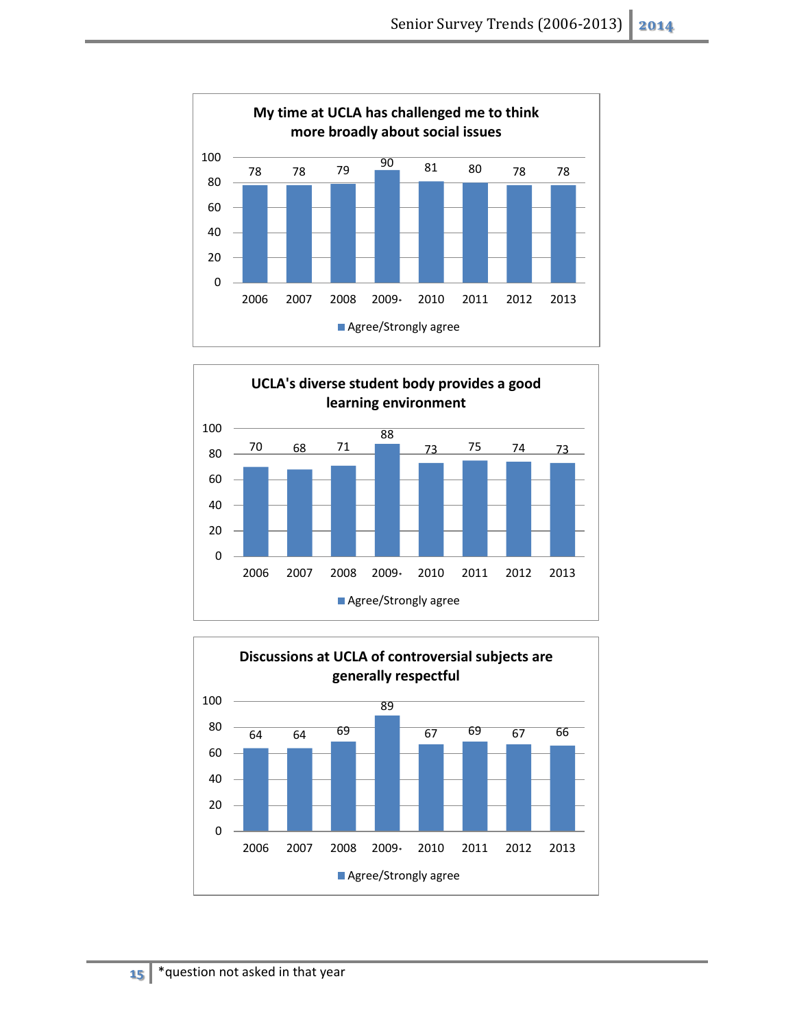My time at UCLA has challenged me to think more broadly about social issues

100
80
60
40
20
0

78 78 79 90 81 80 78 78

2006 2007 2008 2009* 2010 2011 2012 2013

Agree/Strongly agree

UCLA's diverse student body provides a good learning environment

100
80
60
40
20
0

70 68 71 88 73 75 74 73

2006 2007 2008 2009* 2010 2011 2012 2013

Agree/Strongly agree

Discussions at UCLA of controversial subjects are generally respectful

100
80
60
40
20
0

64 64 69 89 67 69 67 66

2006 2007 2008 2009* 2010 2011 2012 2013

Agree/Strongly agree

*question not asked in that year